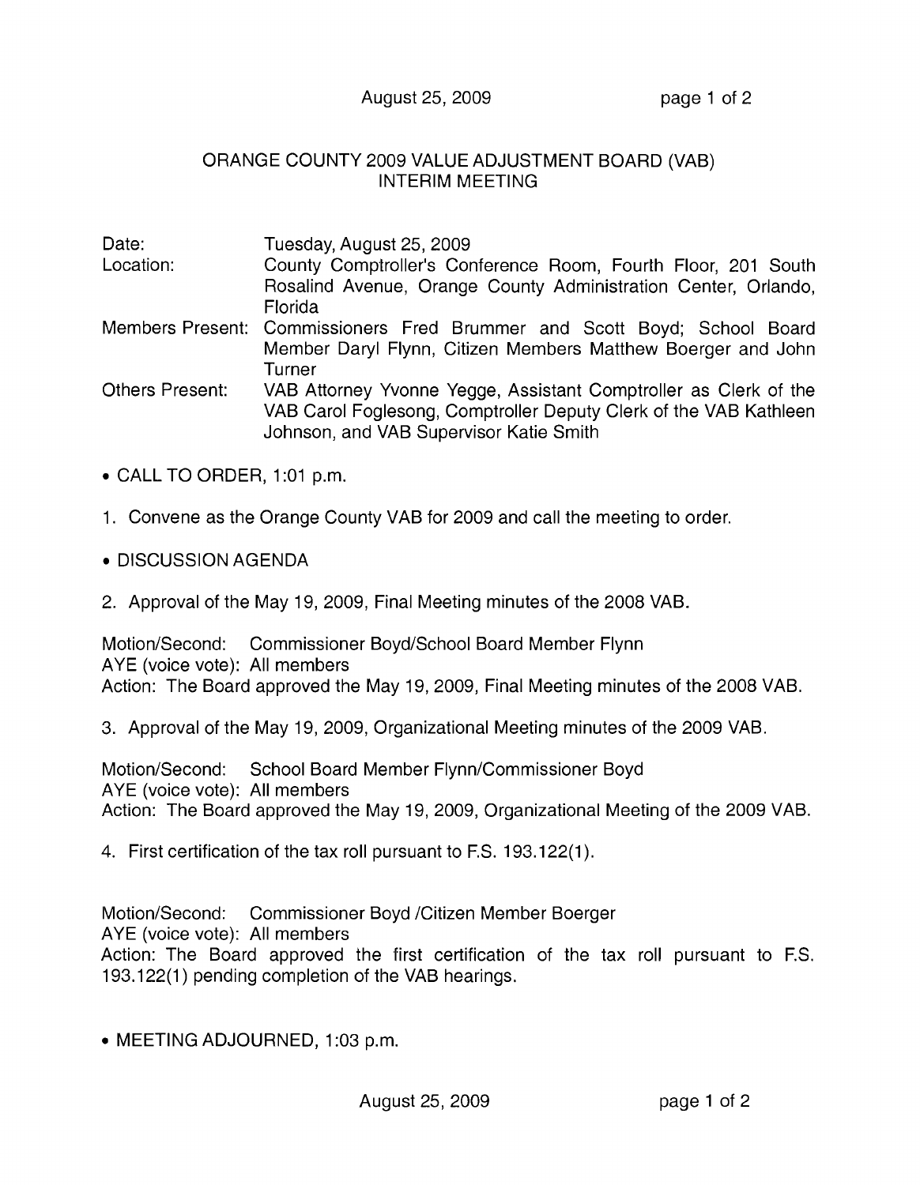# ORANGE COUNTY 2009 VALUE ADJUSTMENT BOARD (VAB)
## INTERIM MEETING

| | |
|---|---|
| Date: | Tuesday, August 25, 2009 |
| Location: | County Comptroller's Conference Room, Fourth Floor, 201 South Rosalind Avenue, Orange County Administration Center, Orlando, Florida |
| Members Present: | Commissioners Fred Brummer and Scott Boyd; School Board Member Daryl Flynn, Citizen Members Matthew Boerger and John Turner |
| Others Present: | VAB Attorney Yvonne Yegge, Assistant Comptroller as Clerk of the VAB Carol Foglesong, Comptroller Deputy Clerk of the VAB Kathleen Johnson, and VAB Supervisor Katie Smith |

- CALL TO ORDER, 1:01 p.m.

1. Convene as the Orange County VAB for 2009 and call the meeting to order.

- DISCUSSION AGENDA

2. Approval of the May 19, 2009, Final Meeting minutes of the 2008 VAB.

Motion/Second: Commissioner Boyd/School Board Member Flynn
AYE (voice vote): All members
Action: The Board approved the May 19, 2009, Final Meeting minutes of the 2008 VAB.

3. Approval of the May 19, 2009, Organizational Meeting minutes of the 2009 VAB.

Motion/Second: School Board Member Flynn/Commissioner Boyd
AYE (voice vote): All members
Action: The Board approved the May 19, 2009, Organizational Meeting of the 2009 VAB.

4. First certification of the tax roll pursuant to F.S. 193.122(1).

Motion/Second: Commissioner Boyd /Citizen Member Boerger
AYE (voice vote): All members
Action: The Board approved the first certification of the tax roll pursuant to F.S. 193.122(1) pending completion of the VAB hearings.

- MEETING ADJOURNED, 1:03 p.m.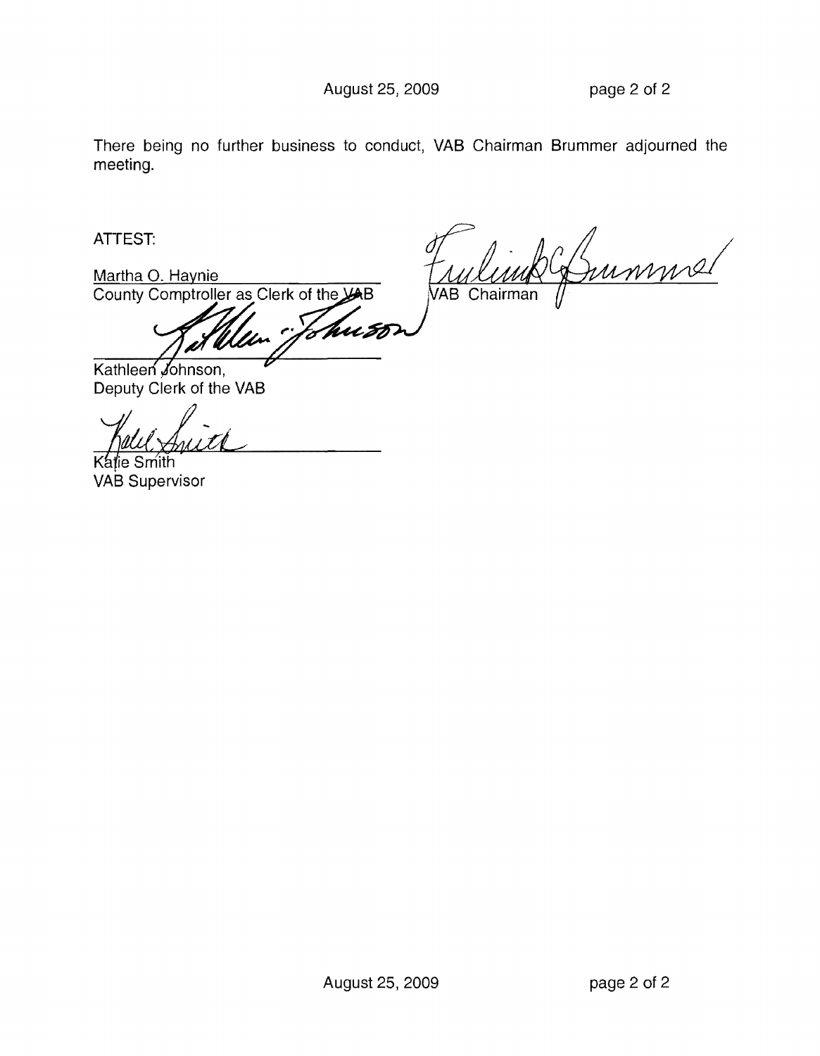There being no further business to conduct, VAB Chairman Brummer adjourned the meeting.

ATTEST:

Martha O. Haynie
County Comptroller as Clerk of the VAB

VAB Chairman

Kathleen Johnson,
Deputy Clerk of the VAB

Katie Smith
VAB Supervisor